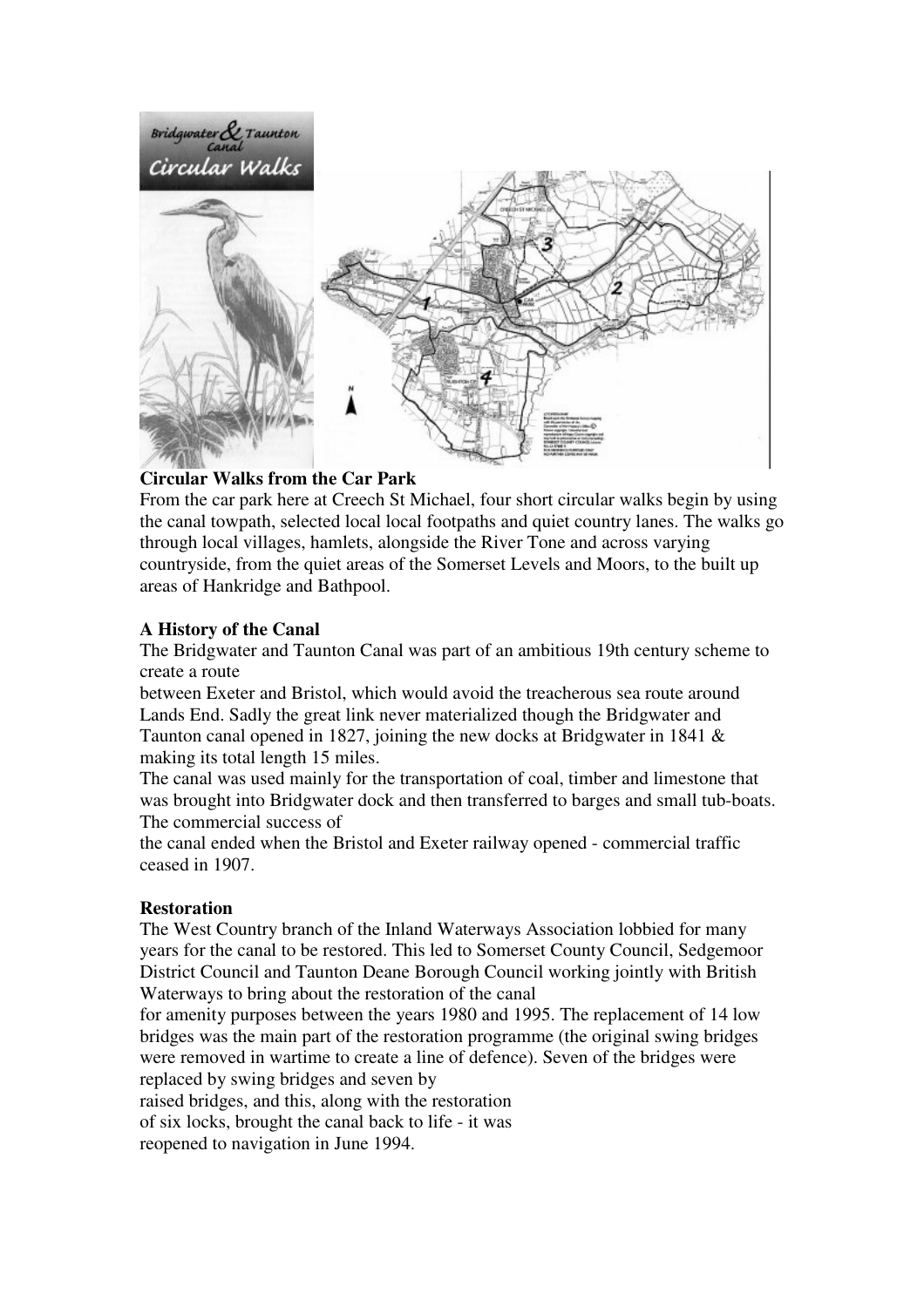**Circular Walks from the Car Park**

From the car park here at Creech St Michael, four short circular walks begin by using the canal towpath, selected local local footpaths and quiet country lanes. The walks go through local villages, hamlets, alongside the River Tone and across varying countryside, from the quiet areas of the Somerset Levels and Moors, to the built up areas of Hankridge and Bathpool.

**A History of the Canal**

The Bridgwater and Taunton Canal was part of an ambitious 19th century scheme to create a route between Exeter and Bristol, which would avoid the treacherous sea route around Lands End. Sadly the great link never materialized though the Bridgwater and Taunton canal opened in 1827, joining the new docks at Bridgwater in 1841 & making its total length 15 miles.

The canal was used mainly for the transportation of coal, timber and limestone that was brought into Bridgwater dock and then transferred to barges and small tub-boats. The commercial success of the canal ended when the Bristol and Exeter railway opened - commercial traffic ceased in 1907.

**Restoration**

The West Country branch of the Inland Waterways Association lobbied for many years for the canal to be restored. This led to Somerset County Council, Sedgemoor District Council and Taunton Deane Borough Council working jointly with British Waterways to bring about the restoration of the canal for amenity purposes between the years 1980 and 1995. The replacement of 14 low bridges was the main part of the restoration programme (the original swing bridges were removed in wartime to create a line of defence). Seven of the bridges were replaced by swing bridges and seven by raised bridges, and this, along with the restoration of six locks, brought the canal back to life - it was reopened to navigation in June 1994.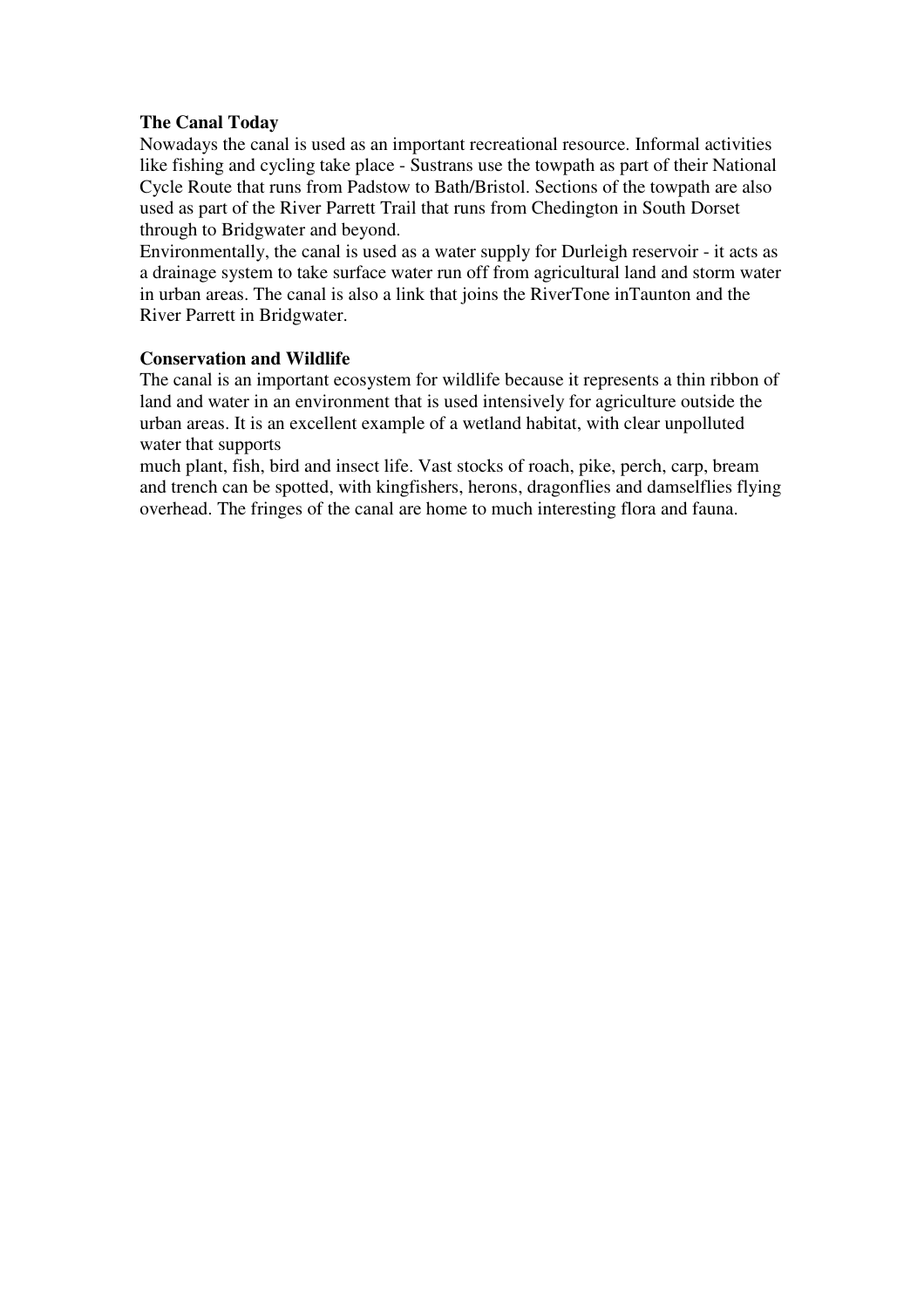**The Canal Today**

Nowadays the canal is used as an important recreational resource. Informal activities like fishing and cycling take place - Sustrans use the towpath as part of their National Cycle Route that runs from Padstow to Bath/Bristol. Sections of the towpath are also used as part of the River Parrett Trail that runs from Chedington in South Dorset through to Bridgwater and beyond.

Environmentally, the canal is used as a water supply for Durleigh reservoir - it acts as a drainage system to take surface water run off from agricultural land and storm water in urban areas. The canal is also a link that joins the RiverTone inTaunton and the River Parrett in Bridgwater.

**Conservation and Wildlife**

The canal is an important ecosystem for wildlife because it represents a thin ribbon of land and water in an environment that is used intensively for agriculture outside the urban areas. It is an excellent example of a wetland habitat, with clear unpolluted water that supports much plant, fish, bird and insect life. Vast stocks of roach, pike, perch, carp, bream and trench can be spotted, with kingfishers, herons, dragonflies and damselflies flying overhead. The fringes of the canal are home to much interesting flora and fauna.